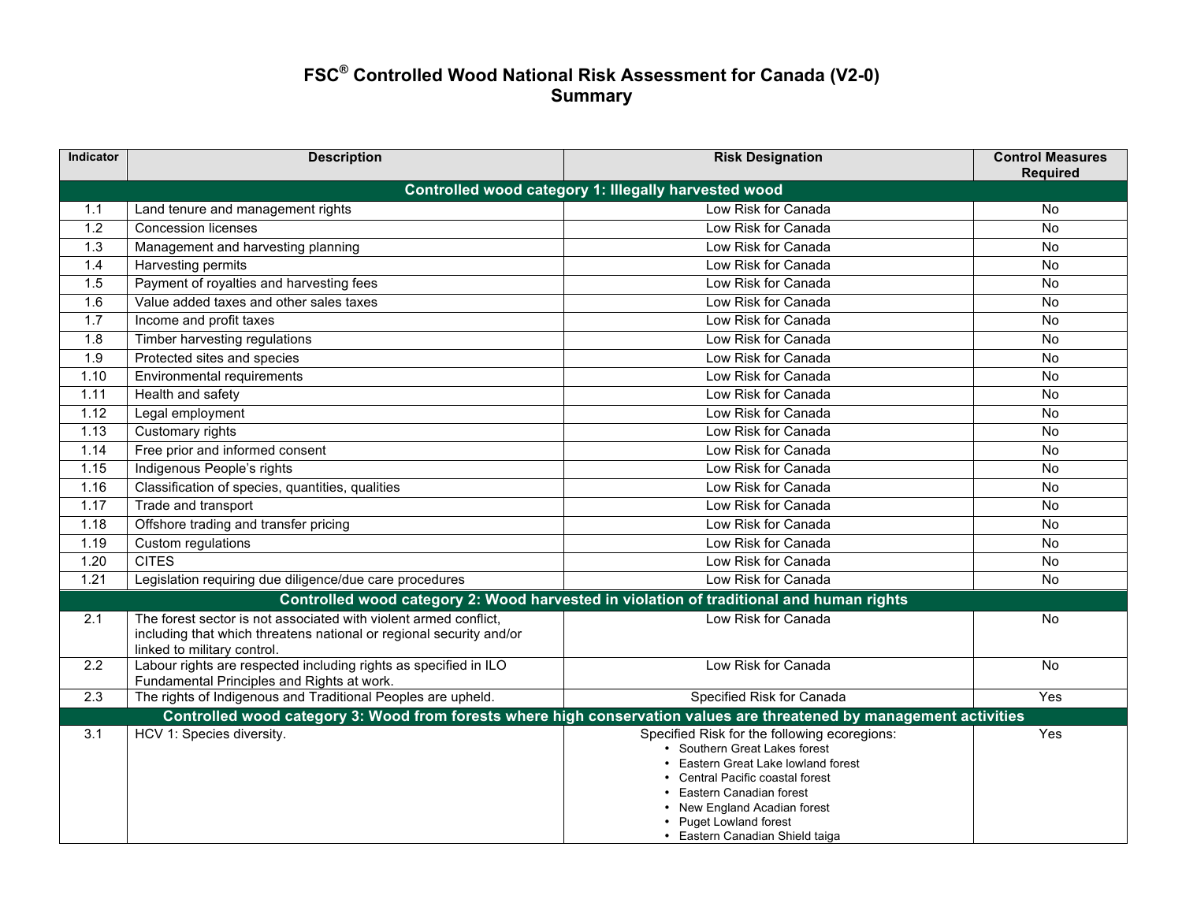# FSC® Controlled Wood National Risk Assessment for Canada (V2-0)
## Summary

| Indicator | Description | Risk Designation | Control Measures Required |
|---|---|---|---|
| **Controlled wood category 1: Illegally harvested wood** | | | |
| 1.1 | Land tenure and management rights | Low Risk for Canada | No |
| 1.2 | Concession licenses | Low Risk for Canada | No |
| 1.3 | Management and harvesting planning | Low Risk for Canada | No |
| 1.4 | Harvesting permits | Low Risk for Canada | No |
| 1.5 | Payment of royalties and harvesting fees | Low Risk for Canada | No |
| 1.6 | Value added taxes and other sales taxes | Low Risk for Canada | No |
| 1.7 | Income and profit taxes | Low Risk for Canada | No |
| 1.8 | Timber harvesting regulations | Low Risk for Canada | No |
| 1.9 | Protected sites and species | Low Risk for Canada | No |
| 1.10 | Environmental requirements | Low Risk for Canada | No |
| 1.11 | Health and safety | Low Risk for Canada | No |
| 1.12 | Legal employment | Low Risk for Canada | No |
| 1.13 | Customary rights | Low Risk for Canada | No |
| 1.14 | Free prior and informed consent | Low Risk for Canada | No |
| 1.15 | Indigenous People's rights | Low Risk for Canada | No |
| 1.16 | Classification of species, quantities, qualities | Low Risk for Canada | No |
| 1.17 | Trade and transport | Low Risk for Canada | No |
| 1.18 | Offshore trading and transfer pricing | Low Risk for Canada | No |
| 1.19 | Custom regulations | Low Risk for Canada | No |
| 1.20 | CITES | Low Risk for Canada | No |
| 1.21 | Legislation requiring due diligence/due care procedures | Low Risk for Canada | No |
| **Controlled wood category 2: Wood harvested in violation of traditional and human rights** | | | |
| 2.1 | The forest sector is not associated with violent armed conflict, including that which threatens national or regional security and/or linked to military control. | Low Risk for Canada | No |
| 2.2 | Labour rights are respected including rights as specified in ILO Fundamental Principles and Rights at work. | Low Risk for Canada | No |
| 2.3 | The rights of Indigenous and Traditional Peoples are upheld. | Specified Risk for Canada | Yes |
| **Controlled wood category 3: Wood from forests where high conservation values are threatened by management activities** | | | |
| 3.1 | HCV 1: Species diversity. | Specified Risk for the following ecoregions:<br>• Southern Great Lakes forest<br>• Eastern Great Lake lowland forest<br>• Central Pacific coastal forest<br>• Eastern Canadian forest<br>• New England Acadian forest<br>• Puget Lowland forest<br>• Eastern Canadian Shield taiga | Yes |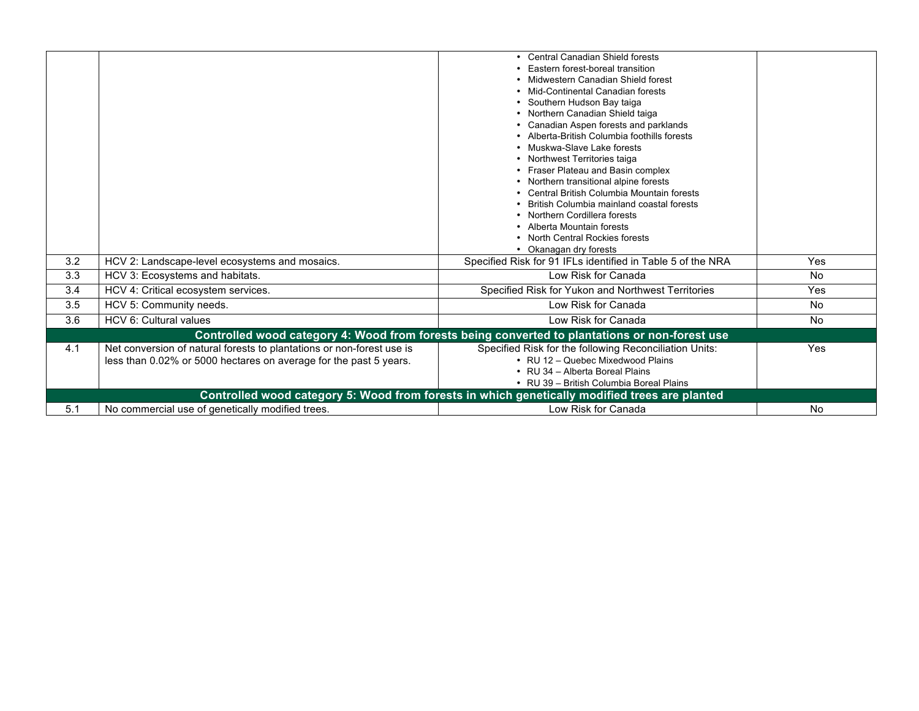| | | | |
|---|---|---|---|
| | | • Central Canadian Shield forests<br>• Eastern forest-boreal transition<br>• Midwestern Canadian Shield forest<br>• Mid-Continental Canadian forests<br>• Southern Hudson Bay taiga<br>• Northern Canadian Shield taiga<br>• Canadian Aspen forests and parklands<br>• Alberta-British Columbia foothills forests<br>• Muskwa-Slave Lake forests<br>• Northwest Territories taiga<br>• Fraser Plateau and Basin complex<br>• Northern transitional alpine forests<br>• Central British Columbia Mountain forests<br>• British Columbia mainland coastal forests<br>• Northern Cordillera forests<br>• Alberta Mountain forests<br>• North Central Rockies forests<br>• Okanagan dry forests | |
| 3.2 | HCV 2: Landscape-level ecosystems and mosaics. | Specified Risk for 91 IFLs identified in Table 5 of the NRA | Yes |
| 3.3 | HCV 3: Ecosystems and habitats. | Low Risk for Canada | No |
| 3.4 | HCV 4: Critical ecosystem services. | Specified Risk for Yukon and Northwest Territories | Yes |
| 3.5 | HCV 5: Community needs. | Low Risk for Canada | No |
| 3.6 | HCV 6: Cultural values | Low Risk for Canada | No |
| **Controlled wood category 4: Wood from forests being converted to plantations or non-forest use** | | | |
| 4.1 | Net conversion of natural forests to plantations or non-forest use is less than 0.02% or 5000 hectares on average for the past 5 years. | Specified Risk for the following Reconciliation Units:<br>• RU 12 – Quebec Mixedwood Plains<br>• RU 34 – Alberta Boreal Plains<br>• RU 39 – British Columbia Boreal Plains | Yes |
| **Controlled wood category 5: Wood from forests in which genetically modified trees are planted** | | | |
| 5.1 | No commercial use of genetically modified trees. | Low Risk for Canada | No |